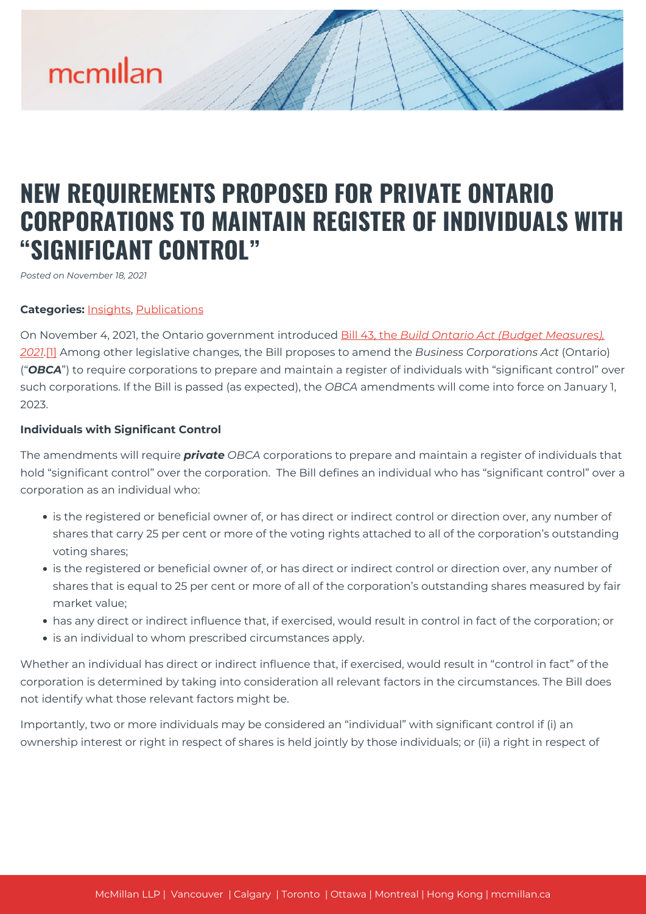# NEW REQUIREMENTS PROPOSED FOR PRIVATE ONTARIO CORPORATIONS TO MAINTAIN REGISTER OF INDIVIDUALS WITH "SIGNIFICANT CONTROL"

*Posted on November 18, 2021*

**Categories:** Insights, Publications

On November 4, 2021, the Ontario government introduced Bill 43, the *Build Ontario Act (Budget Measures), 2021*.[1] Among other legislative changes, the Bill proposes to amend the *Business Corporations Act* (Ontario) ("***OBCA***") to require corporations to prepare and maintain a register of individuals with "significant control" over such corporations. If the Bill is passed (as expected), the *OBCA* amendments will come into force on January 1, 2023.

**Individuals with Significant Control**

The amendments will require ***private*** *OBCA* corporations to prepare and maintain a register of individuals that hold "significant control" over the corporation. The Bill defines an individual who has "significant control" over a corporation as an individual who:

- is the registered or beneficial owner of, or has direct or indirect control or direction over, any number of shares that carry 25 per cent or more of the voting rights attached to all of the corporation's outstanding voting shares;
- is the registered or beneficial owner of, or has direct or indirect control or direction over, any number of shares that is equal to 25 per cent or more of all of the corporation's outstanding shares measured by fair market value;
- has any direct or indirect influence that, if exercised, would result in control in fact of the corporation; or
- is an individual to whom prescribed circumstances apply.

Whether an individual has direct or indirect influence that, if exercised, would result in "control in fact" of the corporation is determined by taking into consideration all relevant factors in the circumstances. The Bill does not identify what those relevant factors might be.

Importantly, two or more individuals may be considered an "individual" with significant control if (i) an ownership interest or right in respect of shares is held jointly by those individuals; or (ii) a right in respect of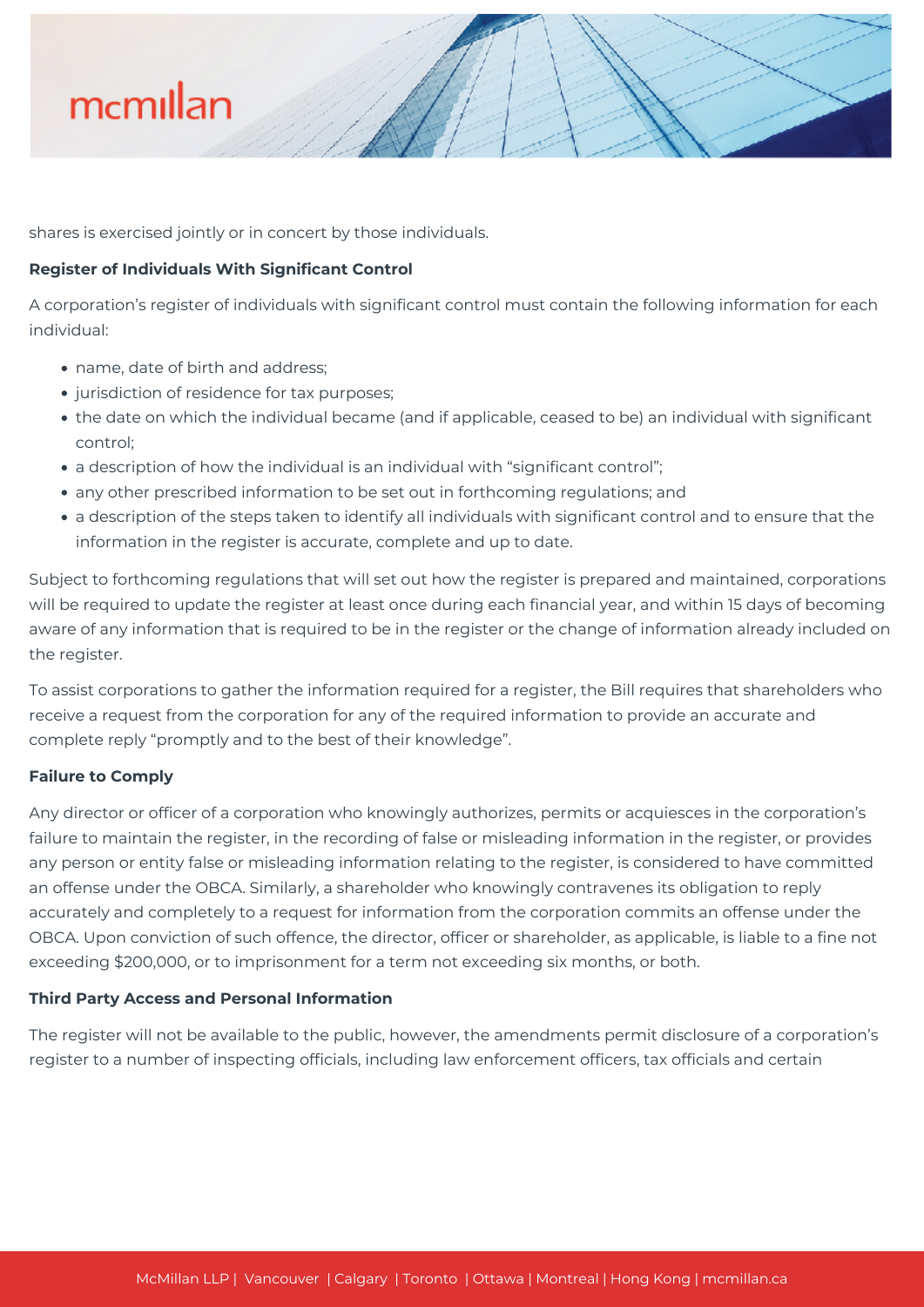shares is exercised jointly or in concert by those individuals.

**Register of Individuals With Significant Control**

A corporation's register of individuals with significant control must contain the following information for each individual:

- name, date of birth and address;
- jurisdiction of residence for tax purposes;
- the date on which the individual became (and if applicable, ceased to be) an individual with significant control;
- a description of how the individual is an individual with "significant control";
- any other prescribed information to be set out in forthcoming regulations; and
- a description of the steps taken to identify all individuals with significant control and to ensure that the information in the register is accurate, complete and up to date.

Subject to forthcoming regulations that will set out how the register is prepared and maintained, corporations will be required to update the register at least once during each financial year, and within 15 days of becoming aware of any information that is required to be in the register or the change of information already included on the register.

To assist corporations to gather the information required for a register, the Bill requires that shareholders who receive a request from the corporation for any of the required information to provide an accurate and complete reply "promptly and to the best of their knowledge".

**Failure to Comply**

Any director or officer of a corporation who knowingly authorizes, permits or acquiesces in the corporation's failure to maintain the register, in the recording of false or misleading information in the register, or provides any person or entity false or misleading information relating to the register, is considered to have committed an offense under the OBCA. Similarly, a shareholder who knowingly contravenes its obligation to reply accurately and completely to a request for information from the corporation commits an offense under the OBCA. Upon conviction of such offence, the director, officer or shareholder, as applicable, is liable to a fine not exceeding $200,000, or to imprisonment for a term not exceeding six months, or both.

**Third Party Access and Personal Information**

The register will not be available to the public, however, the amendments permit disclosure of a corporation's register to a number of inspecting officials, including law enforcement officers, tax officials and certain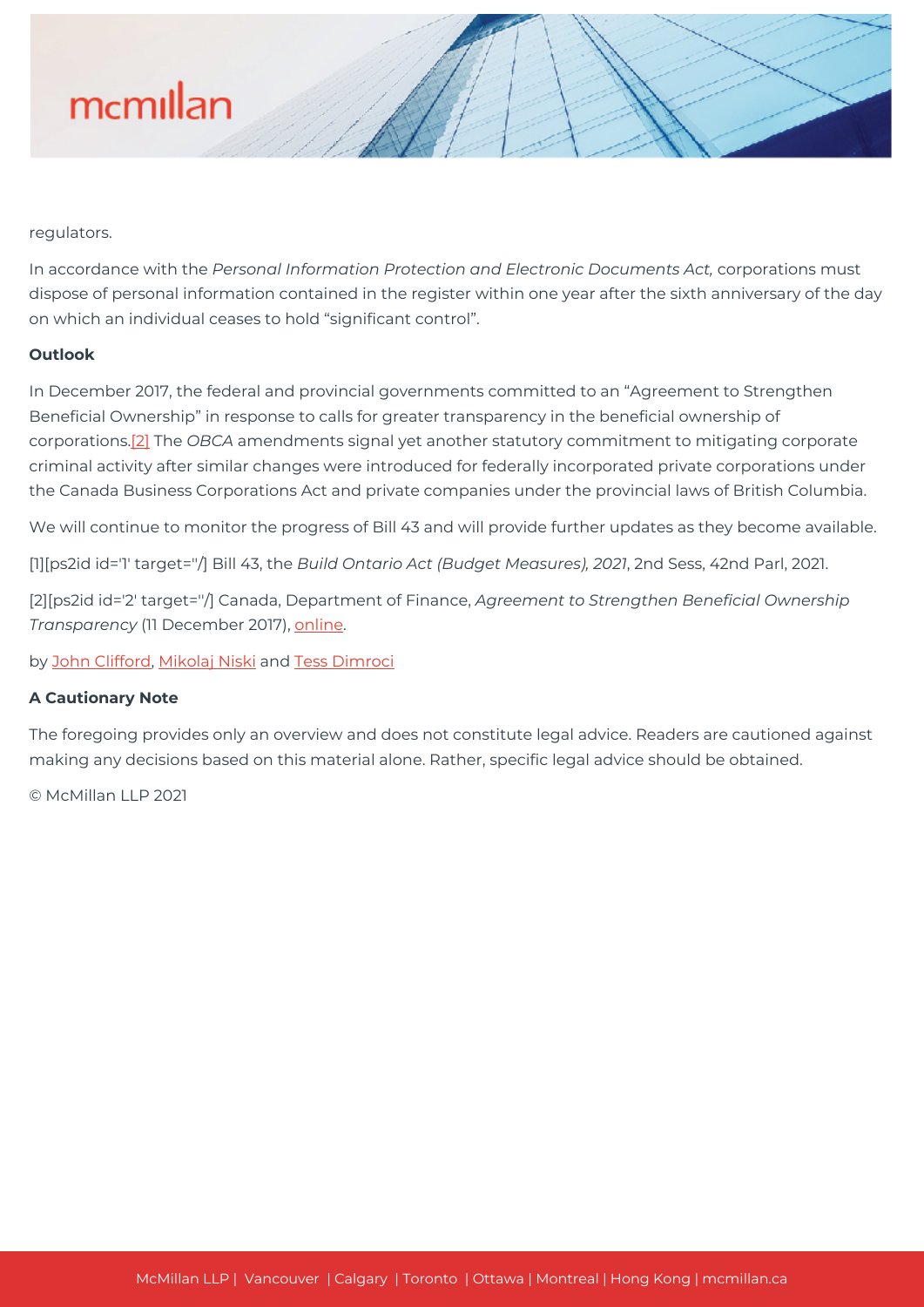regulators.

In accordance with the *Personal Information Protection and Electronic Documents Act,* corporations must dispose of personal information contained in the register within one year after the sixth anniversary of the day on which an individual ceases to hold "significant control".

**Outlook**

In December 2017, the federal and provincial governments committed to an "Agreement to Strengthen Beneficial Ownership" in response to calls for greater transparency in the beneficial ownership of corporations.[2] The *OBCA* amendments signal yet another statutory commitment to mitigating corporate criminal activity after similar changes were introduced for federally incorporated private corporations under the Canada Business Corporations Act and private companies under the provincial laws of British Columbia.

We will continue to monitor the progress of Bill 43 and will provide further updates as they become available.

[1][ps2id id='1' target=''/] Bill 43, the *Build Ontario Act (Budget Measures), 2021*, 2nd Sess, 42nd Parl, 2021.

[2][ps2id id='2' target=''/] Canada, Department of Finance, *Agreement to Strengthen Beneficial Ownership Transparency* (11 December 2017), online.

by John Clifford, Mikolaj Niski and Tess Dimroci

**A Cautionary Note**

The foregoing provides only an overview and does not constitute legal advice. Readers are cautioned against making any decisions based on this material alone. Rather, specific legal advice should be obtained.

© McMillan LLP 2021